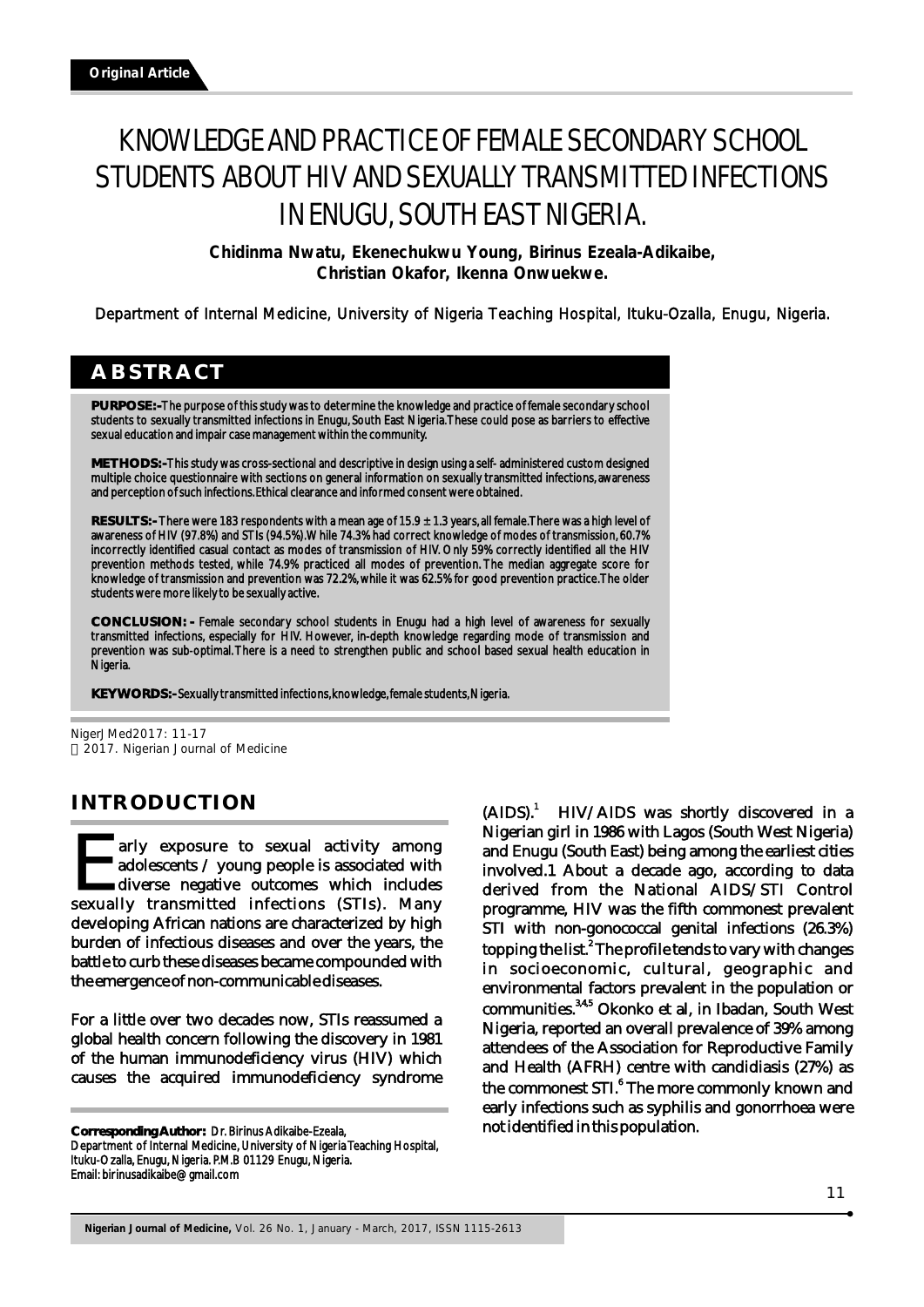**Original Article**

# KNOWLEDGE AND PRACTICE OF FEMALE SECONDARY SCHOOL STUDENTS ABOUT HIV AND SEXUALLY TRANSMITTED INFECTIONS IN ENUGU, SOUTH EAST NIGERIA.

**Chidinma Nwatu, Ekenechukwu Young, Birinus Ezeala-Adikaibe, Christian Okafor, Ikenna Onwuekwe.**

Department of Internal Medicine, University of Nigeria Teaching Hospital, Ituku-Ozalla, Enugu, Nigeria.

## ABSTRACT

**PURPOSE:-** The purpose of this study was to determine the knowledge and practice of female secondary school students to sexually transmitted infections in Enugu, South East Nigeria. These could pose as barriers to effective sexual education and impair case management within the community.

**METHODS:-** This study was cross-sectional and descriptive in design using a self- administered custom designed multiple choice questionnaire with sections on general information on sexually transmitted infections, awareness and perception of such infections. Ethical clearance and informed consent were obtained.

**RESULTS:-** There were 183 respondents with a mean age of 15.9 ± 1.3 years, all female. There was a high level of awareness of HIV (97.8%) and STIs (94.5%). While 74.3% had correct knowledge of modes of transmission, 60.7% incorrectly identified casual contact as modes of transmission of HIV. Only 59% correctly identified all the HIV prevention methods tested, while 74.9% practiced all modes of prevention. The median aggregate score for knowledge of transmission and prevention was 72.2%, while it was 62.5% for good prevention practice. The older students were more likely to be sexually active.

**CONCLUSION: -** Female secondary school students in Enugu had a high level of awareness for sexually transmitted infections, especially for HIV. However, in-depth knowledge regarding mode of transmission and prevention was sub-optimal. There is a need to strengthen public and school based sexual health education in Nigeria.

**KEYWORDS:-** Sexually transmitted infections, knowledge, female students, Nigeria.

NigerJMed2017: 11-17
© 2017. Nigerian Journal of Medicine

## INTRODUCTION

Early exposure to sexual activity among adolescents / young people is associated with diverse negative outcomes which includes sexually transmitted infections (STIs). Many developing African nations are characterized by high burden of infectious diseases and over the years, the battle to curb these diseases became compounded with the emergence of non-communicable diseases.

For a little over two decades now, STIs reassumed a global health concern following the discovery in 1981 of the human immunodeficiency virus (HIV) which causes the acquired immunodeficiency syndrome (AIDS).[1] HIV/AIDS was shortly discovered in a Nigerian girl in 1986 with Lagos (South West Nigeria) and Enugu (South East) being among the earliest cities involved.1 About a decade ago, according to data derived from the National AIDS/STI Control programme, HIV was the fifth commonest prevalent STI with non-gonococcal genital infections (26.3%) topping the list.[2] The profile tends to vary with changes in socioeconomic, cultural, geographic and environmental factors prevalent in the population or communities.[3,4,5] Okonko et al, in Ibadan, South West Nigeria, reported an overall prevalence of 39% among attendees of the Association for Reproductive Family and Health (AFRH) centre with candidiasis (27%) as the commonest STI.[6] The more commonly known and early infections such as syphilis and gonorrhoea were not identified in this population.

**Corresponding Author:** Dr. Birinus Adikaibe-Ezeala,
Department of Internal Medicine, University of Nigeria Teaching Hospital, Ituku-Ozalla, Enugu, Nigeria. P.M.B 01129 Enugu, Nigeria.
Email: birinusadikaibe@gmail.com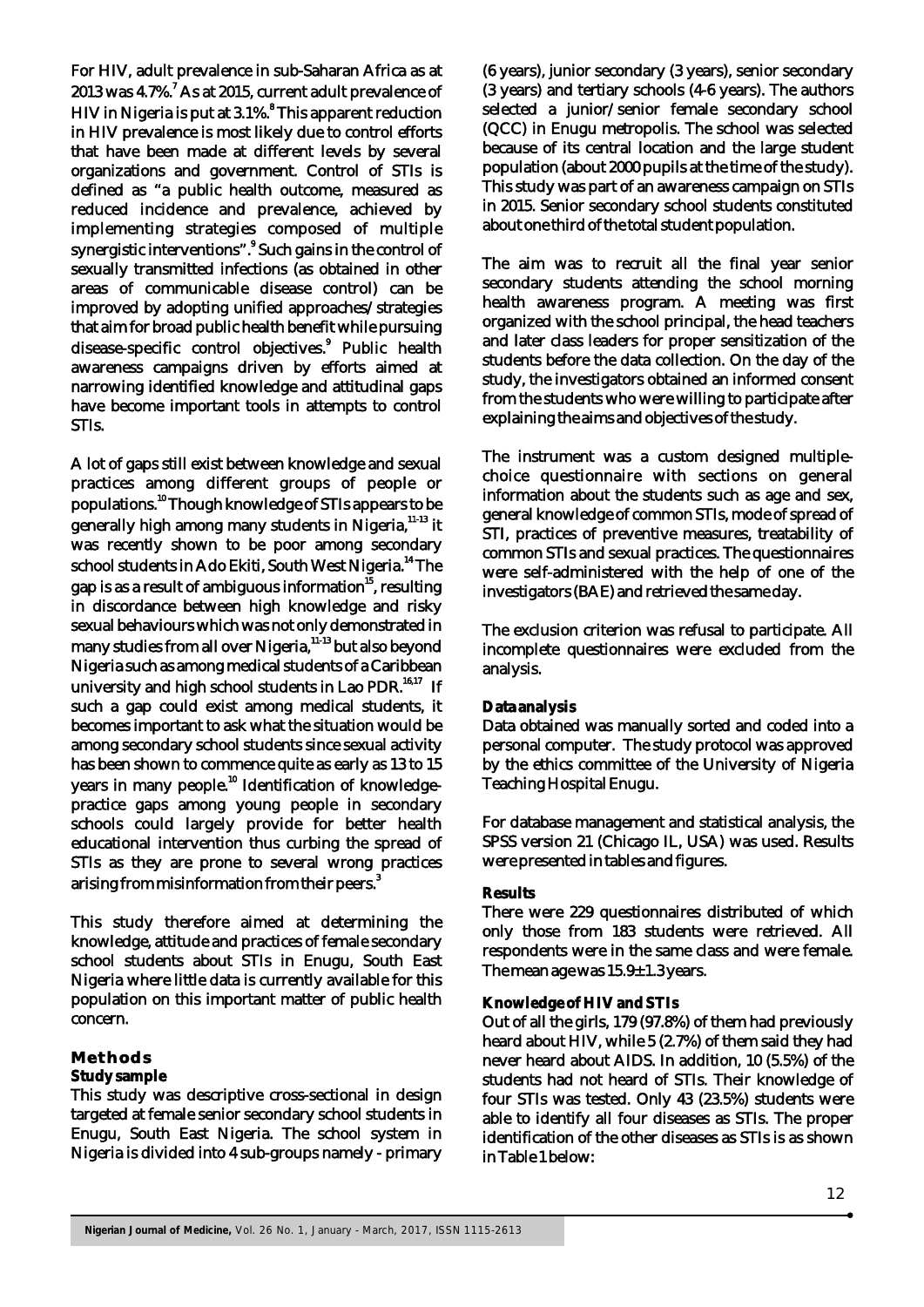For HIV, adult prevalence in sub-Saharan Africa as at 2013 was 4.7%.[7] As at 2015, current adult prevalence of HIV in Nigeria is put at 3.1%.[8] This apparent reduction in HIV prevalence is most likely due to control efforts that have been made at different levels by several organizations and government. Control of STIs is defined as "a public health outcome, measured as reduced incidence and prevalence, achieved by implementing strategies composed of multiple synergistic interventions".[9] Such gains in the control of sexually transmitted infections (as obtained in other areas of communicable disease control) can be improved by adopting unified approaches/strategies that aim for broad public health benefit while pursuing disease-specific control objectives.[9] Public health awareness campaigns driven by efforts aimed at narrowing identified knowledge and attitudinal gaps have become important tools in attempts to control STIs.

A lot of gaps still exist between knowledge and sexual practices among different groups of people or populations.[10] Though knowledge of STIs appears to be generally high among many students in Nigeria,[11-13] it was recently shown to be poor among secondary school students in Ado Ekiti, South West Nigeria.[14] The gap is as a result of ambiguous information[15], resulting in discordance between high knowledge and risky sexual behaviours which was not only demonstrated in many studies from all over Nigeria,[11-13] but also beyond Nigeria such as among medical students of a Caribbean university and high school students in Lao PDR.[16,17] If such a gap could exist among medical students, it becomes important to ask what the situation would be among secondary school students since sexual activity has been shown to commence quite as early as 13 to 15 years in many people.[10] Identification of knowledge-practice gaps among young people in secondary schools could largely provide for better health educational intervention thus curbing the spread of STIs as they are prone to several wrong practices arising from misinformation from their peers.[3]

This study therefore aimed at determining the knowledge, attitude and practices of female secondary school students about STIs in Enugu, South East Nigeria where little data is currently available for this population on this important matter of public health concern.

## Methods

### Study sample

This study was descriptive cross-sectional in design targeted at female senior secondary school students in Enugu, South East Nigeria. The school system in Nigeria is divided into 4 sub-groups namely - primary (6 years), junior secondary (3 years), senior secondary (3 years) and tertiary schools (4-6 years). The authors selected a junior/senior female secondary school (QCC) in Enugu metropolis. The school was selected because of its central location and the large student population (about 2000 pupils at the time of the study). This study was part of an awareness campaign on STIs in 2015. Senior secondary school students constituted about one third of the total student population.

The aim was to recruit all the final year senior secondary students attending the school morning health awareness program. A meeting was first organized with the school principal, the head teachers and later class leaders for proper sensitization of the students before the data collection. On the day of the study, the investigators obtained an informed consent from the students who were willing to participate after explaining the aims and objectives of the study.

The instrument was a custom designed multiple-choice questionnaire with sections on general information about the students such as age and sex, general knowledge of common STIs, mode of spread of STI, practices of preventive measures, treatability of common STIs and sexual practices. The questionnaires were self-administered with the help of one of the investigators (BAE) and retrieved the same day.

The exclusion criterion was refusal to participate. All incomplete questionnaires were excluded from the analysis.

### Data analysis

Data obtained was manually sorted and coded into a personal computer. The study protocol was approved by the ethics committee of the University of Nigeria Teaching Hospital Enugu.

For database management and statistical analysis, the SPSS version 21 (Chicago IL, USA) was used. Results were presented in tables and figures.

### Results

There were 229 questionnaires distributed of which only those from 183 students were retrieved. All respondents were in the same class and were female. The mean age was 15.9±1.3 years.

### Knowledge of HIV and STIs

Out of all the girls, 179 (97.8%) of them had previously heard about HIV, while 5 (2.7%) of them said they had never heard about AIDS. In addition, 10 (5.5%) of the students had not heard of STIs. Their knowledge of four STIs was tested. Only 43 (23.5%) students were able to identify all four diseases as STIs. The proper identification of the other diseases as STIs is as shown in Table 1 below: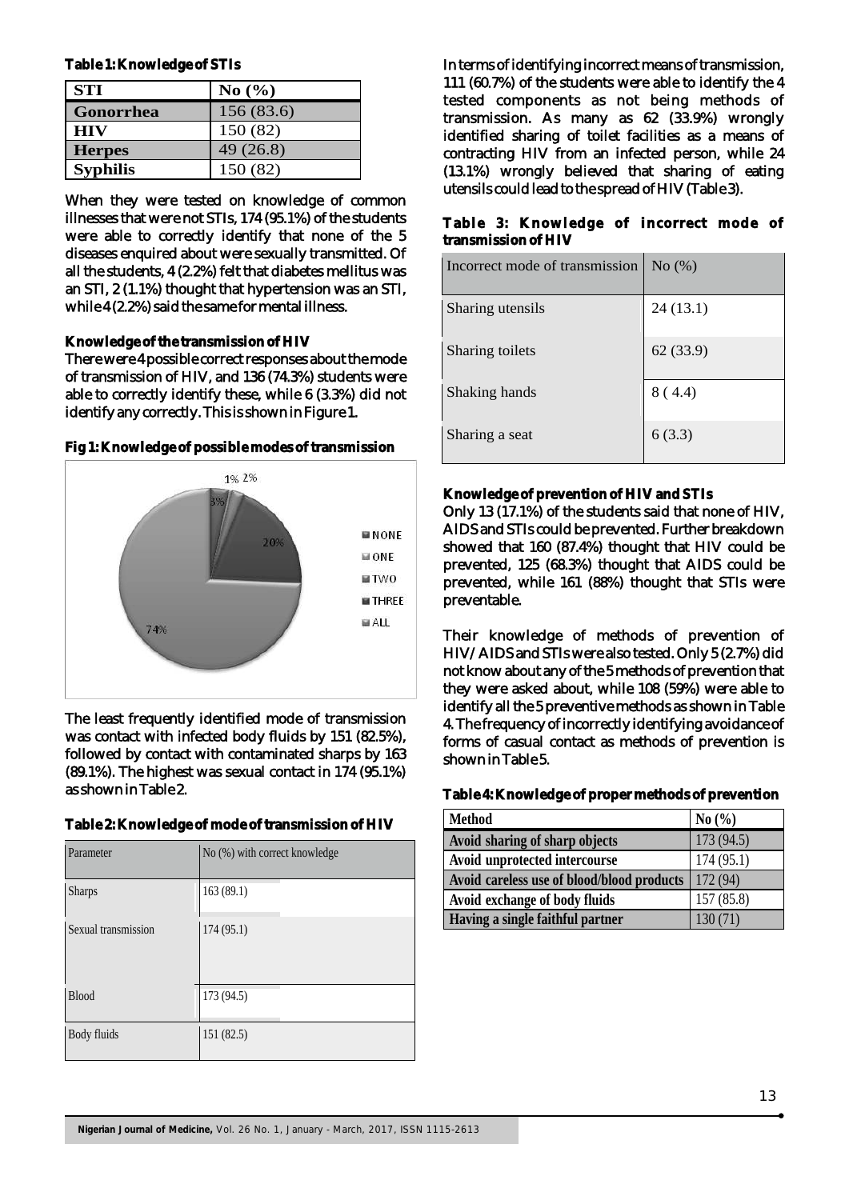**Table 1: Knowledge of STIs**

| STI | No (%) |
|---|---|
| Gonorrhea | 156 (83.6) |
| HIV | 150 (82) |
| Herpes | 49 (26.8) |
| Syphilis | 150 (82) |

When they were tested on knowledge of common illnesses that were not STIs, 174 (95.1%) of the students were able to correctly identify that none of the 5 diseases enquired about were sexually transmitted. Of all the students, 4 (2.2%) felt that diabetes mellitus was an STI, 2 (1.1%) thought that hypertension was an STI, while 4 (2.2%) said the same for mental illness.

### Knowledge of the transmission of HIV

There were 4 possible correct responses about the mode of transmission of HIV, and 136 (74.3%) students were able to correctly identify these, while 6 (3.3%) did not identify any correctly. This is shown in Figure 1.

**Fig 1: Knowledge of possible modes of transmission**

The least frequently identified mode of transmission was contact with infected body fluids by 151 (82.5%), followed by contact with contaminated sharps by 163 (89.1%). The highest was sexual contact in 174 (95.1%) as shown in Table 2.

**Table 2: Knowledge of mode of transmission of HIV**

| Parameter | No (%) with correct knowledge |
|---|---|
| Sharps | 163 (89.1) |
| Sexual transmission | 174 (95.1) |
| Blood | 173 (94.5) |
| Body fluids | 151 (82.5) |

In terms of identifying incorrect means of transmission, 111 (60.7%) of the students were able to identify the 4 tested components as not being methods of transmission. As many as 62 (33.9%) wrongly identified sharing of toilet facilities as a means of contracting HIV from an infected person, while 24 (13.1%) wrongly believed that sharing of eating utensils could lead to the spread of HIV (Table 3).

**Table 3: Knowledge of incorrect mode of transmission of HIV**

| Incorrect mode of transmission | No (%) |
|---|---|
| Sharing utensils | 24 (13.1) |
| Sharing toilets | 62 (33.9) |
| Shaking hands | 8 ( 4.4) |
| Sharing a seat | 6 (3.3) |

### Knowledge of prevention of HIV and STIs

Only 13 (17.1%) of the students said that none of HIV, AIDS and STIs could be prevented. Further breakdown showed that 160 (87.4%) thought that HIV could be prevented, 125 (68.3%) thought that AIDS could be prevented, while 161 (88%) thought that STIs were preventable.

Their knowledge of methods of prevention of HIV/AIDS and STIs were also tested. Only 5 (2.7%) did not know about any of the 5 methods of prevention that they were asked about, while 108 (59%) were able to identify all the 5 preventive methods as shown in Table 4. The frequency of incorrectly identifying avoidance of forms of casual contact as methods of prevention is shown in Table 5.

**Table 4: Knowledge of proper methods of prevention**

| Method | No (%) |
|---|---|
| Avoid sharing of sharp objects | 173 (94.5) |
| Avoid unprotected intercourse | 174 (95.1) |
| Avoid careless use of blood/blood products | 172 (94) |
| Avoid exchange of body fluids | 157 (85.8) |
| Having a single faithful partner | 130 (71) |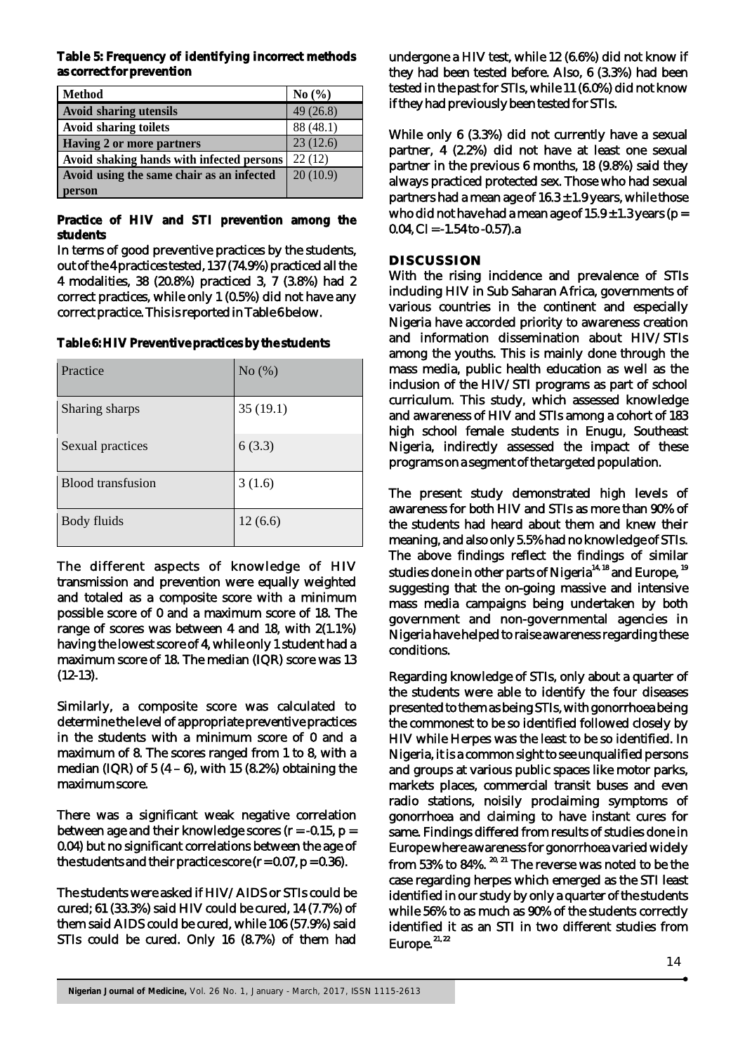**Table 5: Frequency of identifying incorrect methods as correct for prevention**

| Method | No (%) |
|---|---|
| Avoid sharing utensils | 49 (26.8) |
| Avoid sharing toilets | 88 (48.1) |
| Having 2 or more partners | 23 (12.6) |
| Avoid shaking hands with infected persons | 22 (12) |
| Avoid using the same chair as an infected person | 20 (10.9) |

**Practice of HIV and STI prevention among the students**

In terms of good preventive practices by the students, out of the 4 practices tested, 137 (74.9%) practiced all the 4 modalities, 38 (20.8%) practiced 3, 7 (3.8%) had 2 correct practices, while only 1 (0.5%) did not have any correct practice. This is reported in Table 6 below.

**Table 6: HIV Preventive practices by the students**

| Practice | No (%) |
|---|---|
| Sharing sharps | 35 (19.1) |
| Sexual practices | 6 (3.3) |
| Blood transfusion | 3 (1.6) |
| Body fluids | 12 (6.6) |

The different aspects of knowledge of HIV transmission and prevention were equally weighted and totaled as a composite score with a minimum possible score of 0 and a maximum score of 18. The range of scores was between 4 and 18, with 2(1.1%) having the lowest score of 4, while only 1 student had a maximum score of 18. The median (IQR) score was 13 (12-13).

Similarly, a composite score was calculated to determine the level of appropriate preventive practices in the students with a minimum score of 0 and a maximum of 8. The scores ranged from 1 to 8, with a median (IQR) of 5 (4 – 6), with 15 (8.2%) obtaining the maximum score.

There was a significant weak negative correlation between age and their knowledge scores ($r = -0.15$, $p = 0.04$) but no significant correlations between the age of the students and their practice score ($r = 0.07$, $p = 0.36$).

The students were asked if HIV/AIDS or STIs could be cured; 61 (33.3%) said HIV could be cured, 14 (7.7%) of them said AIDS could be cured, while 106 (57.9%) said STIs could be cured. Only 16 (8.7%) of them had undergone a HIV test, while 12 (6.6%) did not know if they had been tested before. Also, 6 (3.3%) had been tested in the past for STIs, while 11 (6.0%) did not know if they had previously been tested for STIs.

While only 6 (3.3%) did not currently have a sexual partner, 4 (2.2%) did not have at least one sexual partner in the previous 6 months, 18 (9.8%) said they always practiced protected sex. Those who had sexual partners had a mean age of $16.3 \pm 1.9$ years, while those who did not have had a mean age of $15.9 \pm 1.3$ years ($p = 0.04$, CI = -1.54 to -0.57).a

## DISCUSSION

With the rising incidence and prevalence of STIs including HIV in Sub Saharan Africa, governments of various countries in the continent and especially Nigeria have accorded priority to awareness creation and information dissemination about HIV/STIs among the youths. This is mainly done through the mass media, public health education as well as the inclusion of the HIV/STI programs as part of school curriculum. This study, which assessed knowledge and awareness of HIV and STIs among a cohort of 183 high school female students in Enugu, Southeast Nigeria, indirectly assessed the impact of these programs on a segment of the targeted population.

The present study demonstrated high levels of awareness for both HIV and STIs as more than 90% of the students had heard about them and knew their meaning, and also only 5.5% had no knowledge of STIs. The above findings reflect the findings of similar studies done in other parts of Nigeria[14,18] and Europe,[19] suggesting that the on-going massive and intensive mass media campaigns being undertaken by both government and non-governmental agencies in Nigeria have helped to raise awareness regarding these conditions.

Regarding knowledge of STIs, only about a quarter of the students were able to identify the four diseases presented to them as being STIs, with gonorrhoea being the commonest to be so identified followed closely by HIV while Herpes was the least to be so identified. In Nigeria, it is a common sight to see unqualified persons and groups at various public spaces like motor parks, markets places, commercial transit buses and even radio stations, noisily proclaiming symptoms of gonorrhoea and claiming to have instant cures for same. Findings differed from results of studies done in Europe where awareness for gonorrhoea varied widely from 53% to 84%.[20,21] The reverse was noted to be the case regarding herpes which emerged as the STI least identified in our study by only a quarter of the students while 56% to as much as 90% of the students correctly identified it as an STI in two different studies from Europe.[21,22]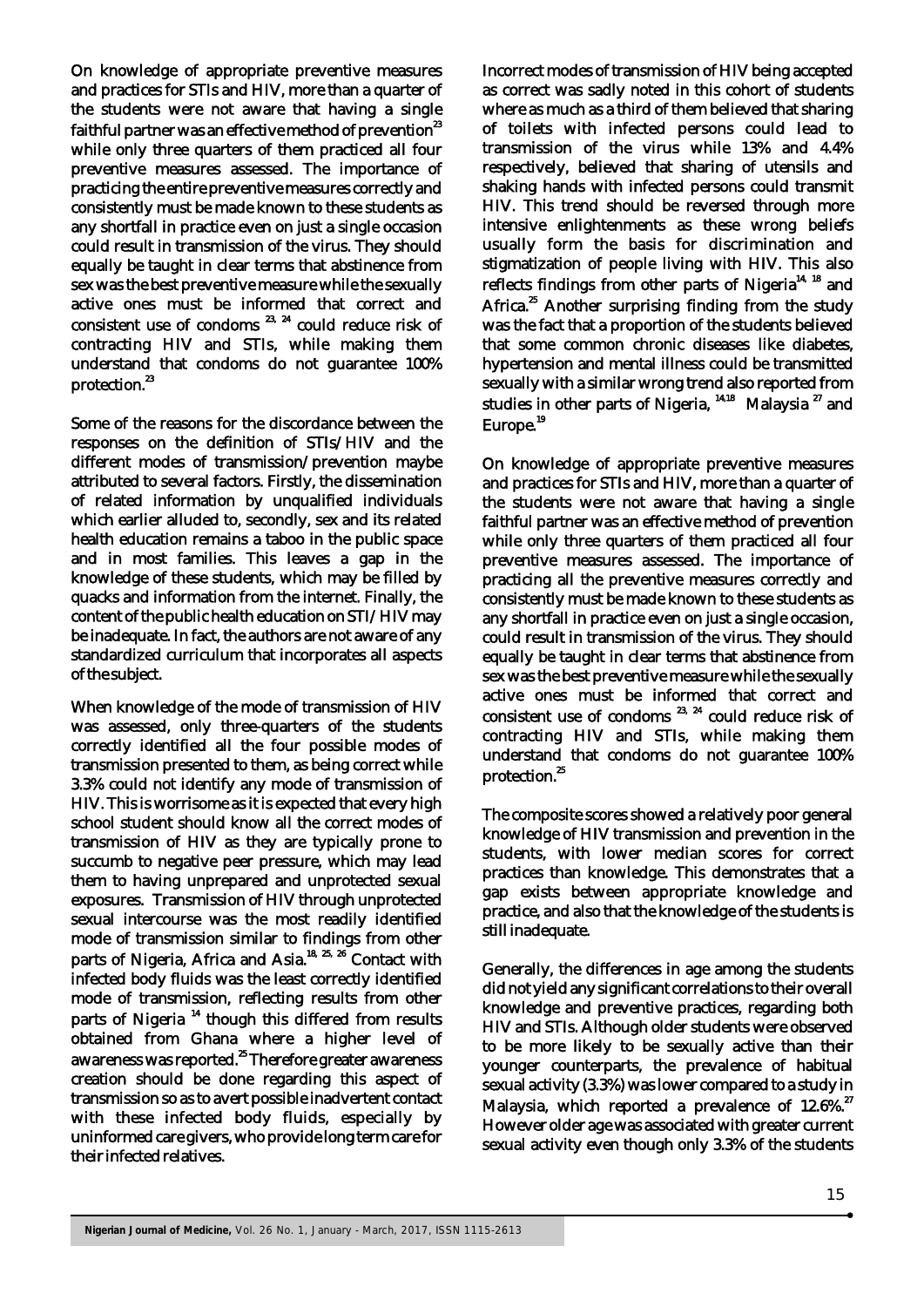On knowledge of appropriate preventive measures and practices for STIs and HIV, more than a quarter of the students were not aware that having a single faithful partner was an effective method of prevention[23] while only three quarters of them practiced all four preventive measures assessed. The importance of practicing the entire preventive measures correctly and consistently must be made known to these students as any shortfall in practice even on just a single occasion could result in transmission of the virus. They should equally be taught in clear terms that abstinence from sex was the best preventive measure while the sexually active ones must be informed that correct and consistent use of condoms [23, 24] could reduce risk of contracting HIV and STIs, while making them understand that condoms do not guarantee 100% protection.[23]

Some of the reasons for the discordance between the responses on the definition of STIs/HIV and the different modes of transmission/prevention maybe attributed to several factors. Firstly, the dissemination of related information by unqualified individuals which earlier alluded to, secondly, sex and its related health education remains a taboo in the public space and in most families. This leaves a gap in the knowledge of these students, which may be filled by quacks and information from the internet. Finally, the content of the public health education on STI/HIV may be inadequate. In fact, the authors are not aware of any standardized curriculum that incorporates all aspects of the subject.

When knowledge of the mode of transmission of HIV was assessed, only three-quarters of the students correctly identified all the four possible modes of transmission presented to them, as being correct while 3.3% could not identify any mode of transmission of HIV. This is worrisome as it is expected that every high school student should know all the correct modes of transmission of HIV as they are typically prone to succumb to negative peer pressure, which may lead them to having unprepared and unprotected sexual exposures. Transmission of HIV through unprotected sexual intercourse was the most readily identified mode of transmission similar to findings from other parts of Nigeria, Africa and Asia.[18, 25, 26] Contact with infected body fluids was the least correctly identified mode of transmission, reflecting results from other parts of Nigeria [14] though this differed from results obtained from Ghana where a higher level of awareness was reported.[25] Therefore greater awareness creation should be done regarding this aspect of transmission so as to avert possible inadvertent contact with these infected body fluids, especially by uninformed caregivers, who provide long term care for their infected relatives.

Incorrect modes of transmission of HIV being accepted as correct was sadly noted in this cohort of students where as much as a third of them believed that sharing of toilets with infected persons could lead to transmission of the virus while 13% and 4.4% respectively, believed that sharing of utensils and shaking hands with infected persons could transmit HIV. This trend should be reversed through more intensive enlightenments as these wrong beliefs usually form the basis for discrimination and stigmatization of people living with HIV. This also reflects findings from other parts of Nigeria[14, 18] and Africa.[25] Another surprising finding from the study was the fact that a proportion of the students believed that some common chronic diseases like diabetes, hypertension and mental illness could be transmitted sexually with a similar wrong trend also reported from studies in other parts of Nigeria, [14,18] Malaysia [27] and Europe.[19]

On knowledge of appropriate preventive measures and practices for STIs and HIV, more than a quarter of the students were not aware that having a single faithful partner was an effective method of prevention while only three quarters of them practiced all four preventive measures assessed. The importance of practicing all the preventive measures correctly and consistently must be made known to these students as any shortfall in practice even on just a single occasion, could result in transmission of the virus. They should equally be taught in clear terms that abstinence from sex was the best preventive measure while the sexually active ones must be informed that correct and consistent use of condoms [23, 24] could reduce risk of contracting HIV and STIs, while making them understand that condoms do not guarantee 100% protection.[25]

The composite scores showed a relatively poor general knowledge of HIV transmission and prevention in the students, with lower median scores for correct practices than knowledge. This demonstrates that a gap exists between appropriate knowledge and practice, and also that the knowledge of the students is still inadequate.

Generally, the differences in age among the students did not yield any significant correlations to their overall knowledge and preventive practices, regarding both HIV and STIs. Although older students were observed to be more likely to be sexually active than their younger counterparts, the prevalence of habitual sexual activity (3.3%) was lower compared to a study in Malaysia, which reported a prevalence of 12.6%.[27] However older age was associated with greater current sexual activity even though only 3.3% of the students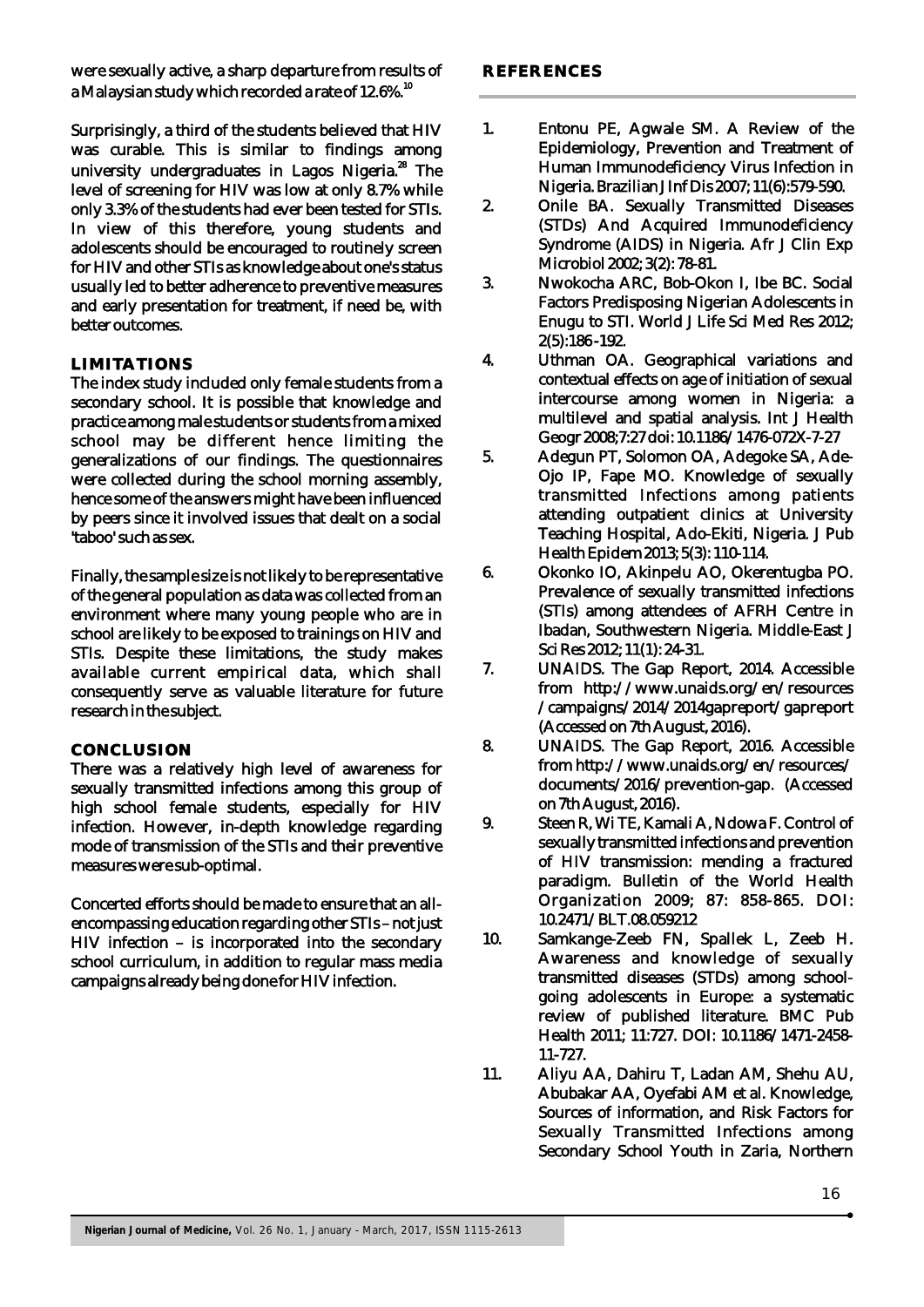were sexually active, a sharp departure from results of a Malaysian study which recorded a rate of 12.6%.[10]

Surprisingly, a third of the students believed that HIV was curable. This is similar to findings among university undergraduates in Lagos Nigeria.[28] The level of screening for HIV was low at only 8.7% while only 3.3% of the students had ever been tested for STIs. In view of this therefore, young students and adolescents should be encouraged to routinely screen for HIV and other STIs as knowledge about one's status usually led to better adherence to preventive measures and early presentation for treatment, if need be, with better outcomes.

## LIMITATIONS

The index study included only female students from a secondary school. It is possible that knowledge and practice among male students or students from a mixed school may be different hence limiting the generalizations of our findings. The questionnaires were collected during the school morning assembly, hence some of the answers might have been influenced by peers since it involved issues that dealt on a social 'taboo' such as sex.

Finally, the sample size is not likely to be representative of the general population as data was collected from an environment where many young people who are in school are likely to be exposed to trainings on HIV and STIs. Despite these limitations, the study makes available current empirical data, which shall consequently serve as valuable literature for future research in the subject.

## CONCLUSION

There was a relatively high level of awareness for sexually transmitted infections among this group of high school female students, especially for HIV infection. However, in-depth knowledge regarding mode of transmission of the STIs and their preventive measures were sub-optimal.

Concerted efforts should be made to ensure that an all-encompassing education regarding other STIs – not just HIV infection – is incorporated into the secondary school curriculum, in addition to regular mass media campaigns already being done for HIV infection.

## REFERENCES

1. Entonu PE, Agwale SM. A Review of the Epidemiology, Prevention and Treatment of Human Immunodeficiency Virus Infection in Nigeria. Brazilian J Inf Dis 2007; 11(6):579-590.
2. Onile BA. Sexually Transmitted Diseases (STDs) And Acquired Immunodeficiency Syndrome (AIDS) in Nigeria. Afr J Clin Exp Microbiol 2002; 3(2): 78-81.
3. Nwokocha ARC, Bob-Okon I, Ibe BC. Social Factors Predisposing Nigerian Adolescents in Enugu to STI. World J Life Sci Med Res 2012; 2(5):186-192.
4. Uthman OA. Geographical variations and contextual effects on age of initiation of sexual intercourse among women in Nigeria: a multilevel and spatial analysis. Int J Health Geogr 2008;7:27 doi: 10.1186/1476-072X-7-27
5. Adegun PT, Solomon OA, Adegoke SA, Ade-Ojo IP, Fape MO. Knowledge of sexually transmitted Infections among patients attending outpatient clinics at University Teaching Hospital, Ado-Ekiti, Nigeria. J Pub Health Epidem 2013; 5(3): 110-114.
6. Okonko IO, Akinpelu AO, Okerentugba PO. Prevalence of sexually transmitted infections (STIs) among attendees of AFRH Centre in Ibadan, Southwestern Nigeria. Middle-East J Sci Res 2012; 11(1): 24-31.
7. UNAIDS. The Gap Report, 2014. Accessible from http://www.unaids.org/en/resources/campaigns/2014/2014gapreport/gapreport (Accessed on 7th August, 2016).
8. UNAIDS. The Gap Report, 2016. Accessible from http://www.unaids.org/en/resources/documents/2016/prevention-gap. (Accessed on 7th August, 2016).
9. Steen R, Wi TE, Kamali A, Ndowa F. Control of sexually transmitted infections and prevention of HIV transmission: mending a fractured paradigm. Bulletin of the World Health Organization 2009; 87: 858-865. DOI: 10.2471/BLT.08.059212
10. Samkange-Zeeb FN, Spallek L, Zeeb H. Awareness and knowledge of sexually transmitted diseases (STDs) among school-going adolescents in Europe: a systematic review of published literature. BMC Pub Health 2011; 11:727. DOI: 10.1186/1471-2458-11-727.
11. Aliyu AA, Dahiru T, Ladan AM, Shehu AU, Abubakar AA, Oyefabi AM et al. Knowledge, Sources of information, and Risk Factors for Sexually Transmitted Infections among Secondary School Youth in Zaria, Northern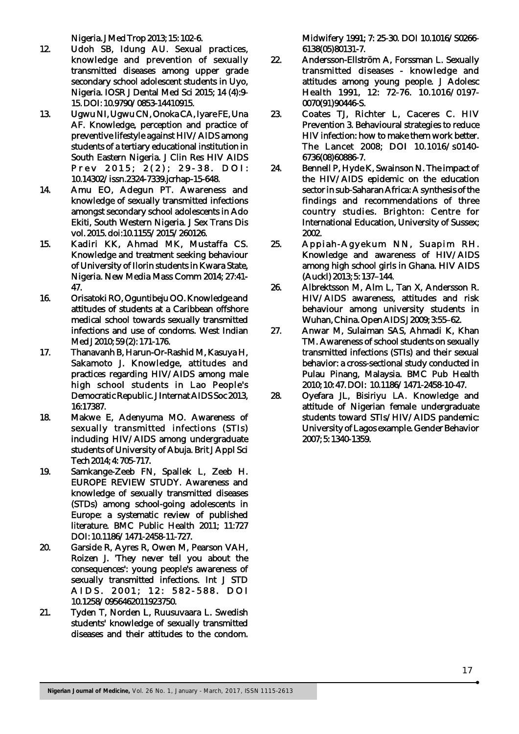Nigeria. J Med Trop 2013; 15: 102-6.

12. Udoh SB, Idung AU. Sexual practices, knowledge and prevention of sexually transmitted diseases among upper grade secondary school adolescent students in Uyo, Nigeria. IOSR J Dental Med Sci 2015; 14 (4):9-15. DOI: 10.9790/0853-14410915.
13. Ugwu NI, Ugwu CN, Onoka CA, Iyare FE, Una AF. Knowledge, perception and practice of preventive lifestyle against HIV/AIDS among students of a tertiary educational institution in South Eastern Nigeria. J Clin Res HIV AIDS Prev 2015; 2(2); 29-38. DOI: 10.14302/issn.2324-7339.jcrhap-15-648.
14. Amu EO, Adegun PT. Awareness and knowledge of sexually transmitted infections amongst secondary school adolescents in Ado Ekiti, South Western Nigeria. J Sex Trans Dis vol. 2015. doi:10.1155/2015/260126.
15. Kadiri KK, Ahmad MK, Mustaffa CS. Knowledge and treatment seeking behaviour of University of Ilorin students in Kwara State, Nigeria. New Media Mass Comm 2014; 27:41-47.
16. Orisatoki RO, Oguntibeju OO. Knowledge and attitudes of students at a Caribbean offshore medical school towards sexually transmitted infections and use of condoms. West Indian Med J 2010; 59 (2): 171-176.
17. Thanavanh B, Harun-Or-Rashid M, Kasuya H, Sakamoto J. Knowledge, attitudes and practices regarding HIV/AIDS among male high school students in Lao People's Democratic Republic. J Internat AIDS Soc 2013, 16:17387.
18. Makwe E, Adenyuma MO. Awareness of sexually transmitted infections (STIs) including HIV/AIDS among undergraduate students of University of Abuja. Brit J Appl Sci Tech 2014; 4: 705-717.
19. Samkange-Zeeb FN, Spallek L, Zeeb H. EUROPE REVIEW STUDY. Awareness and knowledge of sexually transmitted diseases (STDs) among school-going adolescents in Europe: a systematic review of published literature. BMC Public Health 2011; 11:727 DOI: 10.1186/1471-2458-11-727.
20. Garside R, Ayres R, Owen M, Pearson VAH, Roizen J. 'They never tell you about the consequences': young people's awareness of sexually transmitted infections. Int J STD AIDS. 2001; 12: 582-588. DOI 10.1258/0956462011923750.
21. Tyden T, Norden L, Ruusuvaara L. Swedish students' knowledge of sexually transmitted diseases and their attitudes to the condom. Midwifery 1991; 7: 25-30. DOI 10.1016/S0266-6138(05)80131-7.
22. Andersson-Ellström A, Forssman L. Sexually transmitted diseases - knowledge and attitudes among young people. J Adolesc Health 1991, 12: 72-76. 10.1016/0197-0070(91)90446-S.
23. Coates TJ, Richter L, Caceres C. HIV Prevention 3. Behavioural strategies to reduce HIV infection: how to make them work better. The Lancet 2008; DOI 10.1016/s0140-6736(08)60886-7.
24. Bennell P, Hyde K, Swainson N. The impact of the HIV/AIDS epidemic on the education sector in sub-Saharan Africa: A synthesis of the findings and recommendations of three country studies. Brighton: Centre for International Education, University of Sussex; 2002.
25. Appiah-Agyekum NN, Suapim RH. Knowledge and awareness of HIV/AIDS among high school girls in Ghana. HIV AIDS (Auckl) 2013; 5: 137–144.
26. Albrektsson M, Alm L, Tan X, Andersson R. HIV/AIDS awareness, attitudes and risk behaviour among university students in Wuhan, China. Open AIDS J 2009; 3:55–62.
27. Anwar M, Sulaiman SAS, Ahmadi K, Khan TM. Awareness of school students on sexually transmitted infections (STIs) and their sexual behavior: a cross-sectional study conducted in Pulau Pinang, Malaysia. BMC Pub Health 2010; 10: 47. DOI: 10.1186/1471-2458-10-47.
28. Oyefara JL, Bisiriyu LA. Knowledge and attitude of Nigerian female undergraduate students toward STIs/HIV/AIDS pandemic: University of Lagos example. Gender Behavior 2007; 5: 1340-1359.